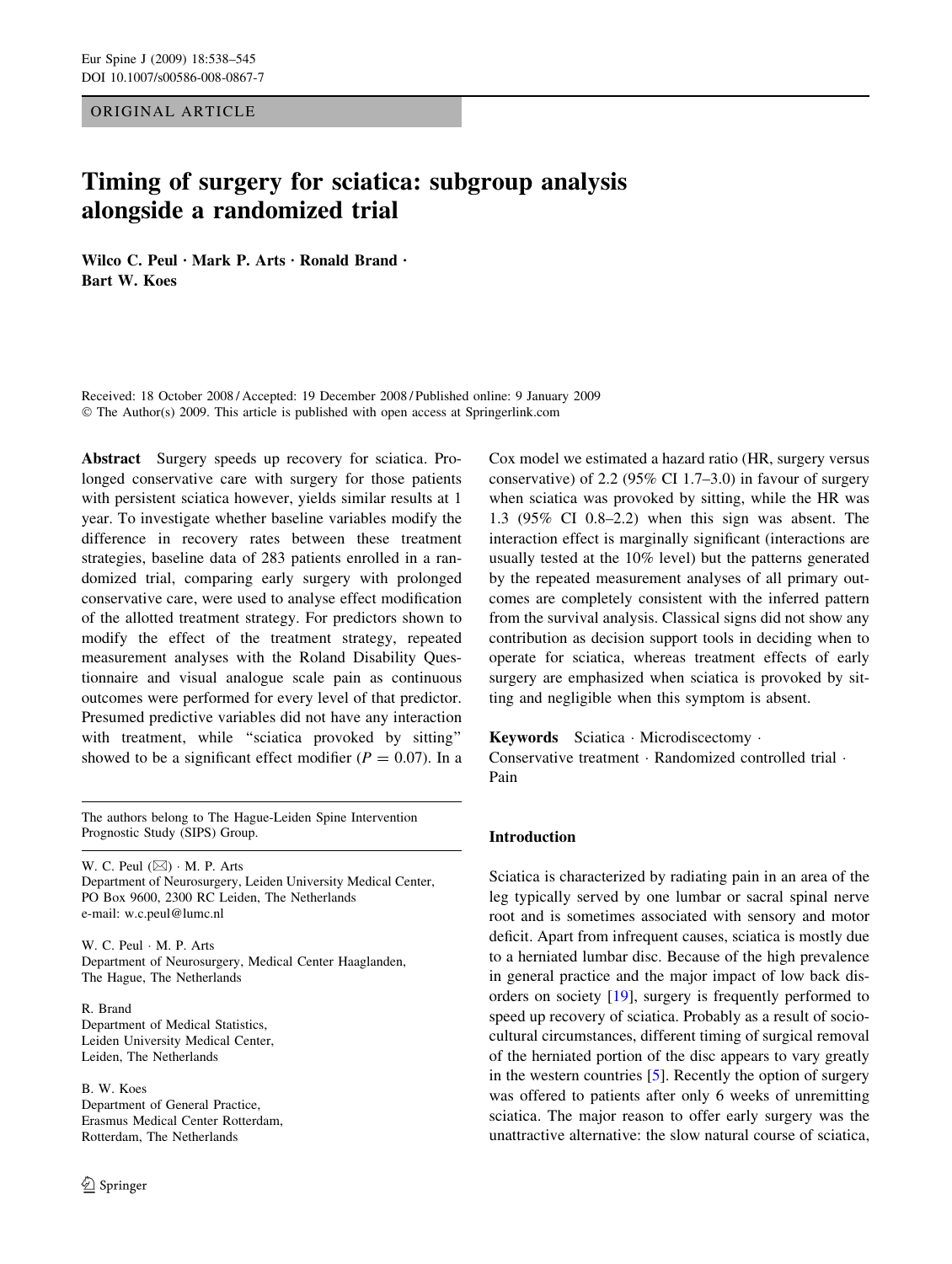ORIGINAL ARTICLE

# Timing of surgery for sciatica: subgroup analysis alongside a randomized trial

**Wilco C. Peul · Mark P. Arts · Ronald Brand · Bart W. Koes**

Received: 18 October 2008 / Accepted: 19 December 2008 / Published online: 9 January 2009
© The Author(s) 2009. This article is published with open access at Springerlink.com

**Abstract** Surgery speeds up recovery for sciatica. Prolonged conservative care with surgery for those patients with persistent sciatica however, yields similar results at 1 year. To investigate whether baseline variables modify the difference in recovery rates between these treatment strategies, baseline data of 283 patients enrolled in a randomized trial, comparing early surgery with prolonged conservative care, were used to analyse effect modification of the allotted treatment strategy. For predictors shown to modify the effect of the treatment strategy, repeated measurement analyses with the Roland Disability Questionnaire and visual analogue scale pain as continuous outcomes were performed for every level of that predictor. Presumed predictive variables did not have any interaction with treatment, while "sciatica provoked by sitting" showed to be a significant effect modifier ($P = 0.07$). In a Cox model we estimated a hazard ratio (HR, surgery versus conservative) of 2.2 (95% CI 1.7–3.0) in favour of surgery when sciatica was provoked by sitting, while the HR was 1.3 (95% CI 0.8–2.2) when this sign was absent. The interaction effect is marginally significant (interactions are usually tested at the 10% level) but the patterns generated by the repeated measurement analyses of all primary outcomes are completely consistent with the inferred pattern from the survival analysis. Classical signs did not show any contribution as decision support tools in deciding when to operate for sciatica, whereas treatment effects of early surgery are emphasized when sciatica is provoked by sitting and negligible when this symptom is absent.

**Keywords** Sciatica · Microdiscectomy · Conservative treatment · Randomized controlled trial · Pain

The authors belong to The Hague-Leiden Spine Intervention Prognostic Study (SIPS) Group.

W. C. Peul (✉) · M. P. Arts
Department of Neurosurgery, Leiden University Medical Center, PO Box 9600, 2300 RC Leiden, The Netherlands
e-mail: w.c.peul@lumc.nl

W. C. Peul · M. P. Arts
Department of Neurosurgery, Medical Center Haaglanden, The Hague, The Netherlands

R. Brand
Department of Medical Statistics, Leiden University Medical Center, Leiden, The Netherlands

B. W. Koes
Department of General Practice, Erasmus Medical Center Rotterdam, Rotterdam, The Netherlands

## Introduction

Sciatica is characterized by radiating pain in an area of the leg typically served by one lumbar or sacral spinal nerve root and is sometimes associated with sensory and motor deficit. Apart from infrequent causes, sciatica is mostly due to a herniated lumbar disc. Because of the high prevalence in general practice and the major impact of low back disorders on society [19], surgery is frequently performed to speed up recovery of sciatica. Probably as a result of sociocultural circumstances, different timing of surgical removal of the herniated portion of the disc appears to vary greatly in the western countries [5]. Recently the option of surgery was offered to patients after only 6 weeks of unremitting sciatica. The major reason to offer early surgery was the unattractive alternative: the slow natural course of sciatica,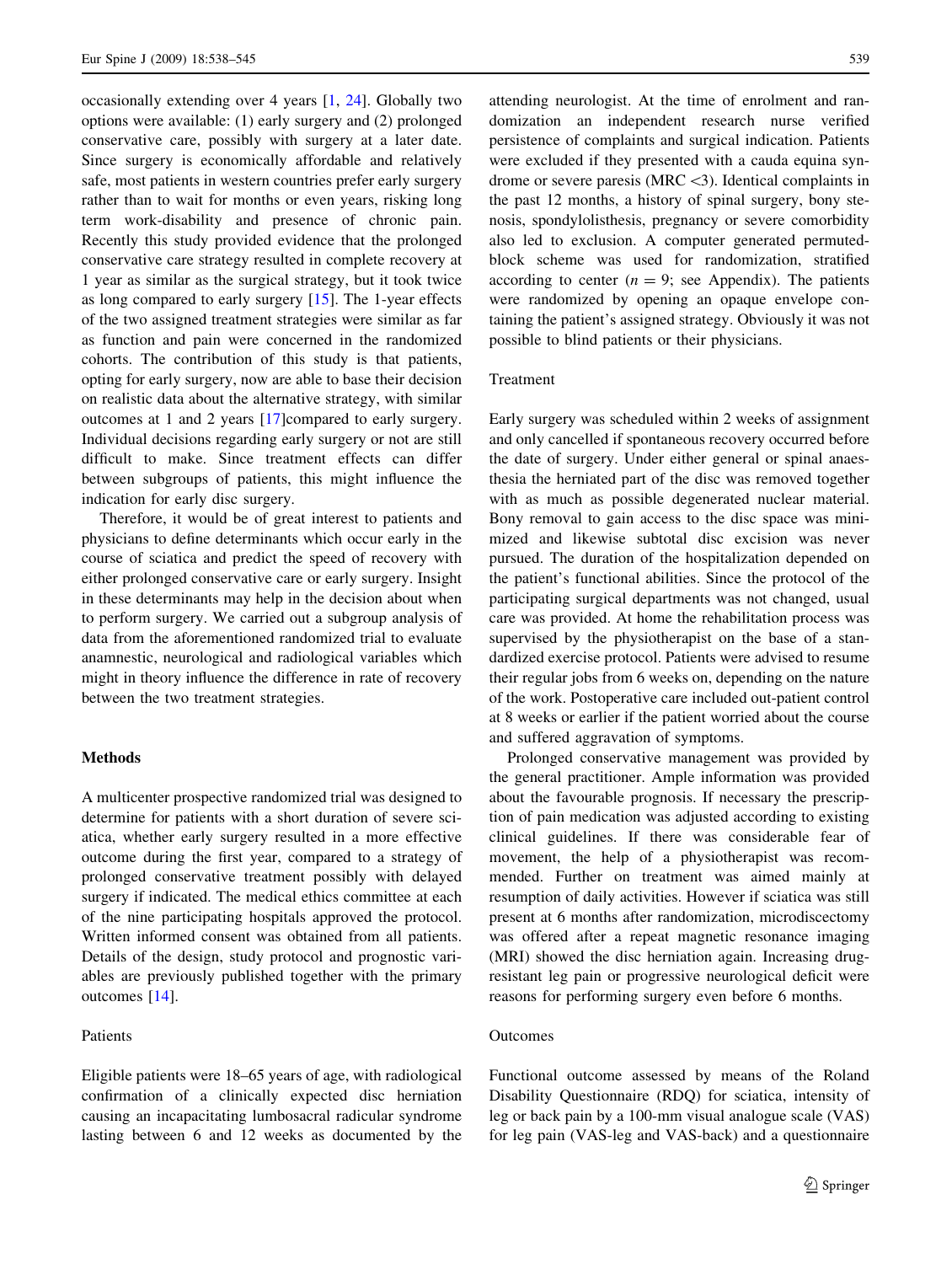occasionally extending over 4 years [1, 24]. Globally two options were available: (1) early surgery and (2) prolonged conservative care, possibly with surgery at a later date. Since surgery is economically affordable and relatively safe, most patients in western countries prefer early surgery rather than to wait for months or even years, risking long term work-disability and presence of chronic pain. Recently this study provided evidence that the prolonged conservative care strategy resulted in complete recovery at 1 year as similar as the surgical strategy, but it took twice as long compared to early surgery [15]. The 1-year effects of the two assigned treatment strategies were similar as far as function and pain were concerned in the randomized cohorts. The contribution of this study is that patients, opting for early surgery, now are able to base their decision on realistic data about the alternative strategy, with similar outcomes at 1 and 2 years [17]compared to early surgery. Individual decisions regarding early surgery or not are still difficult to make. Since treatment effects can differ between subgroups of patients, this might influence the indication for early disc surgery.

Therefore, it would be of great interest to patients and physicians to define determinants which occur early in the course of sciatica and predict the speed of recovery with either prolonged conservative care or early surgery. Insight in these determinants may help in the decision about when to perform surgery. We carried out a subgroup analysis of data from the aforementioned randomized trial to evaluate anamnestic, neurological and radiological variables which might in theory influence the difference in rate of recovery between the two treatment strategies.

## Methods

A multicenter prospective randomized trial was designed to determine for patients with a short duration of severe sciatica, whether early surgery resulted in a more effective outcome during the first year, compared to a strategy of prolonged conservative treatment possibly with delayed surgery if indicated. The medical ethics committee at each of the nine participating hospitals approved the protocol. Written informed consent was obtained from all patients. Details of the design, study protocol and prognostic variables are previously published together with the primary outcomes [14].

### Patients

Eligible patients were 18–65 years of age, with radiological confirmation of a clinically expected disc herniation causing an incapacitating lumbosacral radicular syndrome lasting between 6 and 12 weeks as documented by the attending neurologist. At the time of enrolment and randomization an independent research nurse verified persistence of complaints and surgical indication. Patients were excluded if they presented with a cauda equina syndrome or severe paresis (MRC <3). Identical complaints in the past 12 months, a history of spinal surgery, bony stenosis, spondylolisthesis, pregnancy or severe comorbidity also led to exclusion. A computer generated permuted-block scheme was used for randomization, stratified according to center ($n = 9$; see Appendix). The patients were randomized by opening an opaque envelope containing the patient's assigned strategy. Obviously it was not possible to blind patients or their physicians.

### Treatment

Early surgery was scheduled within 2 weeks of assignment and only cancelled if spontaneous recovery occurred before the date of surgery. Under either general or spinal anaesthesia the herniated part of the disc was removed together with as much as possible degenerated nuclear material. Bony removal to gain access to the disc space was minimized and likewise subtotal disc excision was never pursued. The duration of the hospitalization depended on the patient's functional abilities. Since the protocol of the participating surgical departments was not changed, usual care was provided. At home the rehabilitation process was supervised by the physiotherapist on the base of a standardized exercise protocol. Patients were advised to resume their regular jobs from 6 weeks on, depending on the nature of the work. Postoperative care included out-patient control at 8 weeks or earlier if the patient worried about the course and suffered aggravation of symptoms.

Prolonged conservative management was provided by the general practitioner. Ample information was provided about the favourable prognosis. If necessary the prescription of pain medication was adjusted according to existing clinical guidelines. If there was considerable fear of movement, the help of a physiotherapist was recommended. Further on treatment was aimed mainly at resumption of daily activities. However if sciatica was still present at 6 months after randomization, microdiscectomy was offered after a repeat magnetic resonance imaging (MRI) showed the disc herniation again. Increasing drug-resistant leg pain or progressive neurological deficit were reasons for performing surgery even before 6 months.

### Outcomes

Functional outcome assessed by means of the Roland Disability Questionnaire (RDQ) for sciatica, intensity of leg or back pain by a 100-mm visual analogue scale (VAS) for leg pain (VAS-leg and VAS-back) and a questionnaire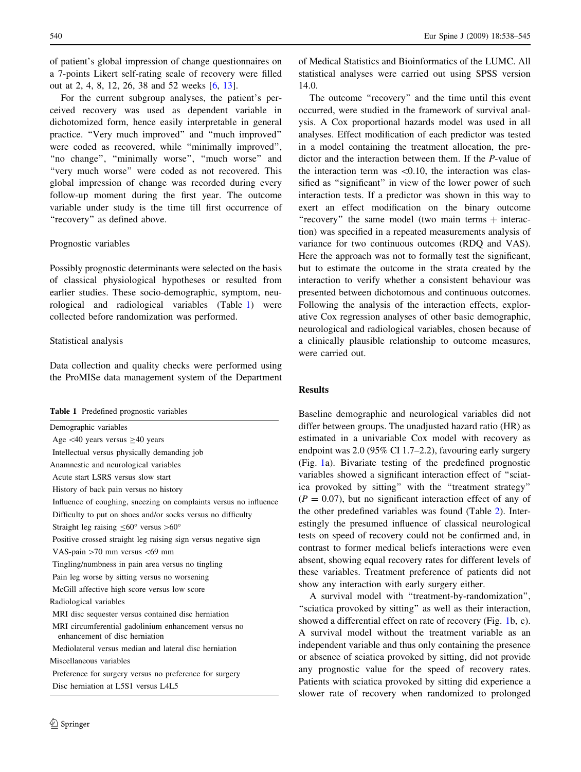of patient's global impression of change questionnaires on a 7-points Likert self-rating scale of recovery were filled out at 2, 4, 8, 12, 26, 38 and 52 weeks [6, 13].

For the current subgroup analyses, the patient's perceived recovery was used as dependent variable in dichotomized form, hence easily interpretable in general practice. "Very much improved" and "much improved" were coded as recovered, while "minimally improved", "no change", "minimally worse", "much worse" and "very much worse" were coded as not recovered. This global impression of change was recorded during every follow-up moment during the first year. The outcome variable under study is the time till first occurrence of "recovery" as defined above.

### Prognostic variables

Possibly prognostic determinants were selected on the basis of classical physiological hypotheses or resulted from earlier studies. These socio-demographic, symptom, neurological and radiological variables (Table 1) were collected before randomization was performed.

### Statistical analysis

Data collection and quality checks were performed using the ProMISe data management system of the Department of Medical Statistics and Bioinformatics of the LUMC. All statistical analyses were carried out using SPSS version 14.0.

The outcome "recovery" and the time until this event occurred, were studied in the framework of survival analysis. A Cox proportional hazards model was used in all analyses. Effect modification of each predictor was tested in a model containing the treatment allocation, the predictor and the interaction between them. If the *P*-value of the interaction term was <0.10, the interaction was classified as "significant" in view of the lower power of such interaction tests. If a predictor was shown in this way to exert an effect modification on the binary outcome "recovery" the same model (two main terms + interaction) was specified in a repeated measurements analysis of variance for two continuous outcomes (RDQ and VAS). Here the approach was not to formally test the significant, but to estimate the outcome in the strata created by the interaction to verify whether a consistent behaviour was presented between dichotomous and continuous outcomes. Following the analysis of the interaction effects, explorative Cox regression analyses of other basic demographic, neurological and radiological variables, chosen because of a clinically plausible relationship to outcome measures, were carried out.

**Table 1** Predefined prognostic variables

| |
|---|
| Demographic variables |
| Age <40 years versus ≥40 years |
| Intellectual versus physically demanding job |
| Anamnestic and neurological variables |
| Acute start LSRS versus slow start |
| History of back pain versus no history |
| Influence of coughing, sneezing on complaints versus no influence |
| Difficulty to put on shoes and/or socks versus no difficulty |
| Straight leg raising ≤60° versus >60° |
| Positive crossed straight leg raising sign versus negative sign |
| VAS-pain >70 mm versus <69 mm |
| Tingling/numbness in pain area versus no tingling |
| Pain leg worse by sitting versus no worsening |
| McGill affective high score versus low score |
| Radiological variables |
| MRI disc sequester versus contained disc herniation |
| MRI circumferential gadolinium enhancement versus no enhancement of disc herniation |
| Mediolateral versus median and lateral disc herniation |
| Miscellaneous variables |
| Preference for surgery versus no preference for surgery |
| Disc herniation at L5S1 versus L4L5 |

## Results

Baseline demographic and neurological variables did not differ between groups. The unadjusted hazard ratio (HR) as estimated in a univariable Cox model with recovery as endpoint was 2.0 (95% CI 1.7–2.2), favouring early surgery (Fig. 1a). Bivariate testing of the predefined prognostic variables showed a significant interaction effect of "sciatica provoked by sitting" with the "treatment strategy" ($P = 0.07$), but no significant interaction effect of any of the other predefined variables was found (Table 2). Interestingly the presumed influence of classical neurological tests on speed of recovery could not be confirmed and, in contrast to former medical beliefs interactions were even absent, showing equal recovery rates for different levels of these variables. Treatment preference of patients did not show any interaction with early surgery either.

A survival model with "treatment-by-randomization", "sciatica provoked by sitting" as well as their interaction, showed a differential effect on rate of recovery (Fig. 1b, c). A survival model without the treatment variable as an independent variable and thus only containing the presence or absence of sciatica provoked by sitting, did not provide any prognostic value for the speed of recovery rates. Patients with sciatica provoked by sitting did experience a slower rate of recovery when randomized to prolonged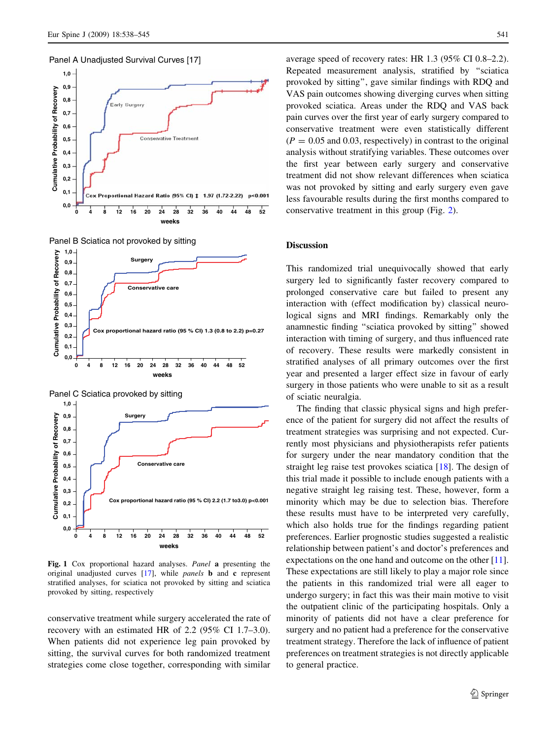Panel A Unadjusted Survival Curves [17]

Panel B Sciatica not provoked by sitting

Panel C Sciatica provoked by sitting

**Fig. 1** Cox proportional hazard analyses. *Panel* **a** presenting the original unadjusted curves [17], while *panels* **b** and **c** represent stratified analyses, for sciatica not provoked by sitting and sciatica provoked by sitting, respectively

conservative treatment while surgery accelerated the rate of recovery with an estimated HR of 2.2 (95% CI 1.7–3.0). When patients did not experience leg pain provoked by sitting, the survival curves for both randomized treatment strategies come close together, corresponding with similar average speed of recovery rates: HR 1.3 (95% CI 0.8–2.2). Repeated measurement analysis, stratified by “sciatica provoked by sitting”, gave similar findings with RDQ and VAS pain outcomes showing diverging curves when sitting provoked sciatica. Areas under the RDQ and VAS back pain curves over the first year of early surgery compared to conservative treatment were even statistically different ($P = 0.05$ and 0.03, respectively) in contrast to the original analysis without stratifying variables. These outcomes over the first year between early surgery and conservative treatment did not show relevant differences when sciatica was not provoked by sitting and early surgery even gave less favourable results during the first months compared to conservative treatment in this group (Fig. 2).

## Discussion

This randomized trial unequivocally showed that early surgery led to significantly faster recovery compared to prolonged conservative care but failed to present any interaction with (effect modification by) classical neurological signs and MRI findings. Remarkably only the anamnestic finding “sciatica provoked by sitting” showed interaction with timing of surgery, and thus influenced rate of recovery. These results were markedly consistent in stratified analyses of all primary outcomes over the first year and presented a larger effect size in favour of early surgery in those patients who were unable to sit as a result of sciatic neuralgia.

The finding that classic physical signs and high preference of the patient for surgery did not affect the results of treatment strategies was surprising and not expected. Currently most physicians and physiotherapists refer patients for surgery under the near mandatory condition that the straight leg raise test provokes sciatica [18]. The design of this trial made it possible to include enough patients with a negative straight leg raising test. These, however, form a minority which may be due to selection bias. Therefore these results must have to be interpreted very carefully, which also holds true for the findings regarding patient preferences. Earlier prognostic studies suggested a realistic relationship between patient’s and doctor’s preferences and expectations on the one hand and outcome on the other [11]. These expectations are still likely to play a major role since the patients in this randomized trial were all eager to undergo surgery; in fact this was their main motive to visit the outpatient clinic of the participating hospitals. Only a minority of patients did not have a clear preference for surgery and no patient had a preference for the conservative treatment strategy. Therefore the lack of influence of patient preferences on treatment strategies is not directly applicable to general practice.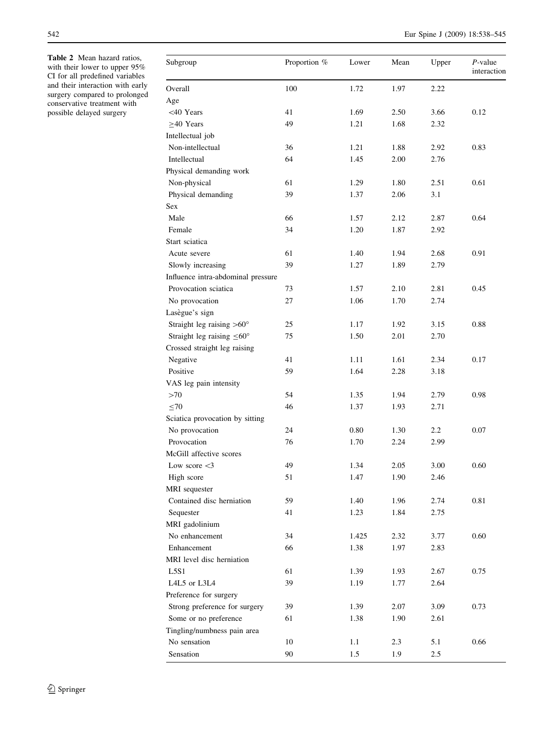**Table 2** Mean hazard ratios, with their lower to upper 95% CI for all predefined variables and their interaction with early surgery compared to prolonged conservative treatment with possible delayed surgery

| Subgroup | Proportion % | Lower | Mean | Upper | *P*-value interaction |
|---|---|---|---|---|---|
| Overall | 100 | 1.72 | 1.97 | 2.22 | |
| Age | | | | | |
| <40 Years | 41 | 1.69 | 2.50 | 3.66 | 0.12 |
| ≥40 Years | 49 | 1.21 | 1.68 | 2.32 | |
| Intellectual job | | | | | |
| Non-intellectual | 36 | 1.21 | 1.88 | 2.92 | 0.83 |
| Intellectual | 64 | 1.45 | 2.00 | 2.76 | |
| Physical demanding work | | | | | |
| Non-physical | 61 | 1.29 | 1.80 | 2.51 | 0.61 |
| Physical demanding | 39 | 1.37 | 2.06 | 3.1 | |
| Sex | | | | | |
| Male | 66 | 1.57 | 2.12 | 2.87 | 0.64 |
| Female | 34 | 1.20 | 1.87 | 2.92 | |
| Start sciatica | | | | | |
| Acute severe | 61 | 1.40 | 1.94 | 2.68 | 0.91 |
| Slowly increasing | 39 | 1.27 | 1.89 | 2.79 | |
| Influence intra-abdominal pressure | | | | | |
| Provocation sciatica | 73 | 1.57 | 2.10 | 2.81 | 0.45 |
| No provocation | 27 | 1.06 | 1.70 | 2.74 | |
| Lasègue's sign | | | | | |
| Straight leg raising >60° | 25 | 1.17 | 1.92 | 3.15 | 0.88 |
| Straight leg raising ≤60° | 75 | 1.50 | 2.01 | 2.70 | |
| Crossed straight leg raising | | | | | |
| Negative | 41 | 1.11 | 1.61 | 2.34 | 0.17 |
| Positive | 59 | 1.64 | 2.28 | 3.18 | |
| VAS leg pain intensity | | | | | |
| >70 | 54 | 1.35 | 1.94 | 2.79 | 0.98 |
| ≤70 | 46 | 1.37 | 1.93 | 2.71 | |
| Sciatica provocation by sitting | | | | | |
| No provocation | 24 | 0.80 | 1.30 | 2.2 | 0.07 |
| Provocation | 76 | 1.70 | 2.24 | 2.99 | |
| McGill affective scores | | | | | |
| Low score <3 | 49 | 1.34 | 2.05 | 3.00 | 0.60 |
| High score | 51 | 1.47 | 1.90 | 2.46 | |
| MRI sequester | | | | | |
| Contained disc herniation | 59 | 1.40 | 1.96 | 2.74 | 0.81 |
| Sequester | 41 | 1.23 | 1.84 | 2.75 | |
| MRI gadolinium | | | | | |
| No enhancement | 34 | 1.425 | 2.32 | 3.77 | 0.60 |
| Enhancement | 66 | 1.38 | 1.97 | 2.83 | |
| MRI level disc herniation | | | | | |
| L5S1 | 61 | 1.39 | 1.93 | 2.67 | 0.75 |
| L4L5 or L3L4 | 39 | 1.19 | 1.77 | 2.64 | |
| Preference for surgery | | | | | |
| Strong preference for surgery | 39 | 1.39 | 2.07 | 3.09 | 0.73 |
| Some or no preference | 61 | 1.38 | 1.90 | 2.61 | |
| Tingling/numbness pain area | | | | | |
| No sensation | 10 | 1.1 | 2.3 | 5.1 | 0.66 |
| Sensation | 90 | 1.5 | 1.9 | 2.5 | |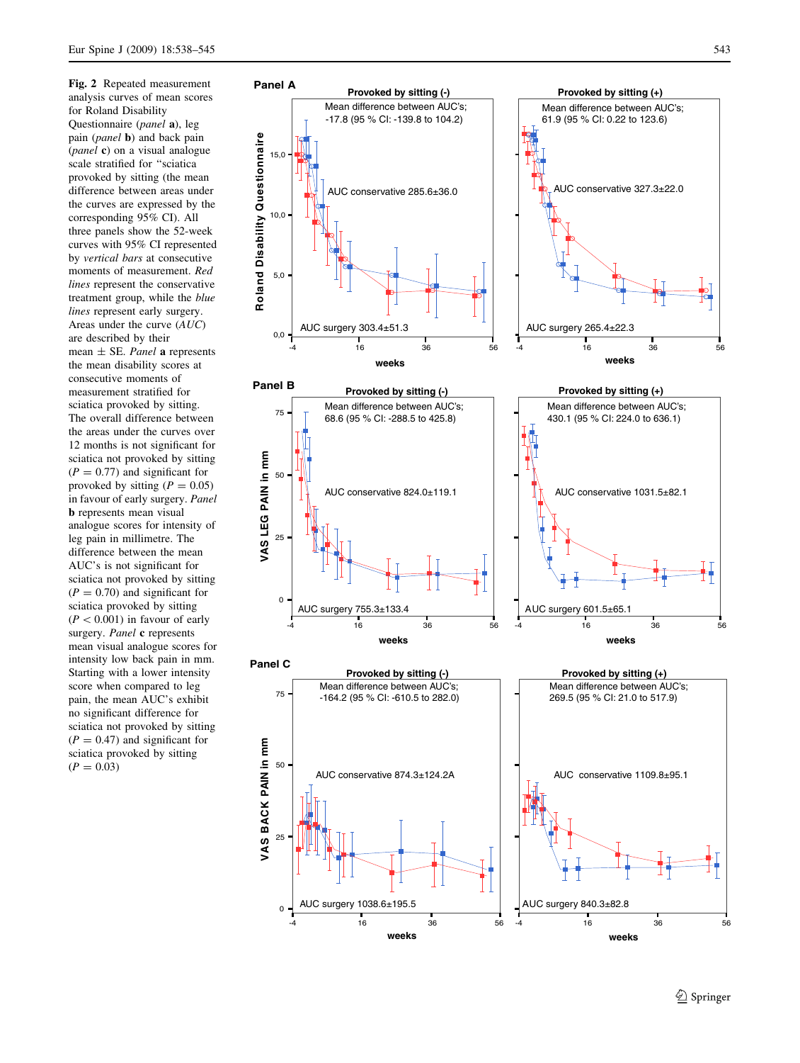**Fig. 2** Repeated measurement analysis curves of mean scores for Roland Disability Questionnaire (*panel* **a**), leg pain (*panel* **b**) and back pain (*panel* **c**) on a visual analogue scale stratified for "sciatica provoked by sitting (the mean difference between areas under the curves are expressed by the corresponding 95% CI). All three panels show the 52-week curves with 95% CI represented by *vertical bars* at consecutive moments of measurement. *Red lines* represent the conservative treatment group, while the *blue lines* represent early surgery. Areas under the curve (*AUC*) are described by their mean ± SE. *Panel* **a** represents the mean disability scores at consecutive moments of measurement stratified for sciatica provoked by sitting. The overall difference between the areas under the curves over 12 months is not significant for sciatica not provoked by sitting ($P = 0.77$) and significant for provoked by sitting ($P = 0.05$) in favour of early surgery. *Panel* **b** represents mean visual analogue scores for intensity of leg pain in millimetre. The difference between the mean AUC's is not significant for sciatica not provoked by sitting ($P = 0.70$) and significant for sciatica provoked by sitting ($P < 0.001$) in favour of early surgery. *Panel* **c** represents mean visual analogue scores for intensity low back pain in mm. Starting with a lower intensity score when compared to leg pain, the mean AUC's exhibit no significant difference for sciatica not provoked by sitting ($P = 0.47$) and significant for sciatica provoked by sitting ($P = 0.03$)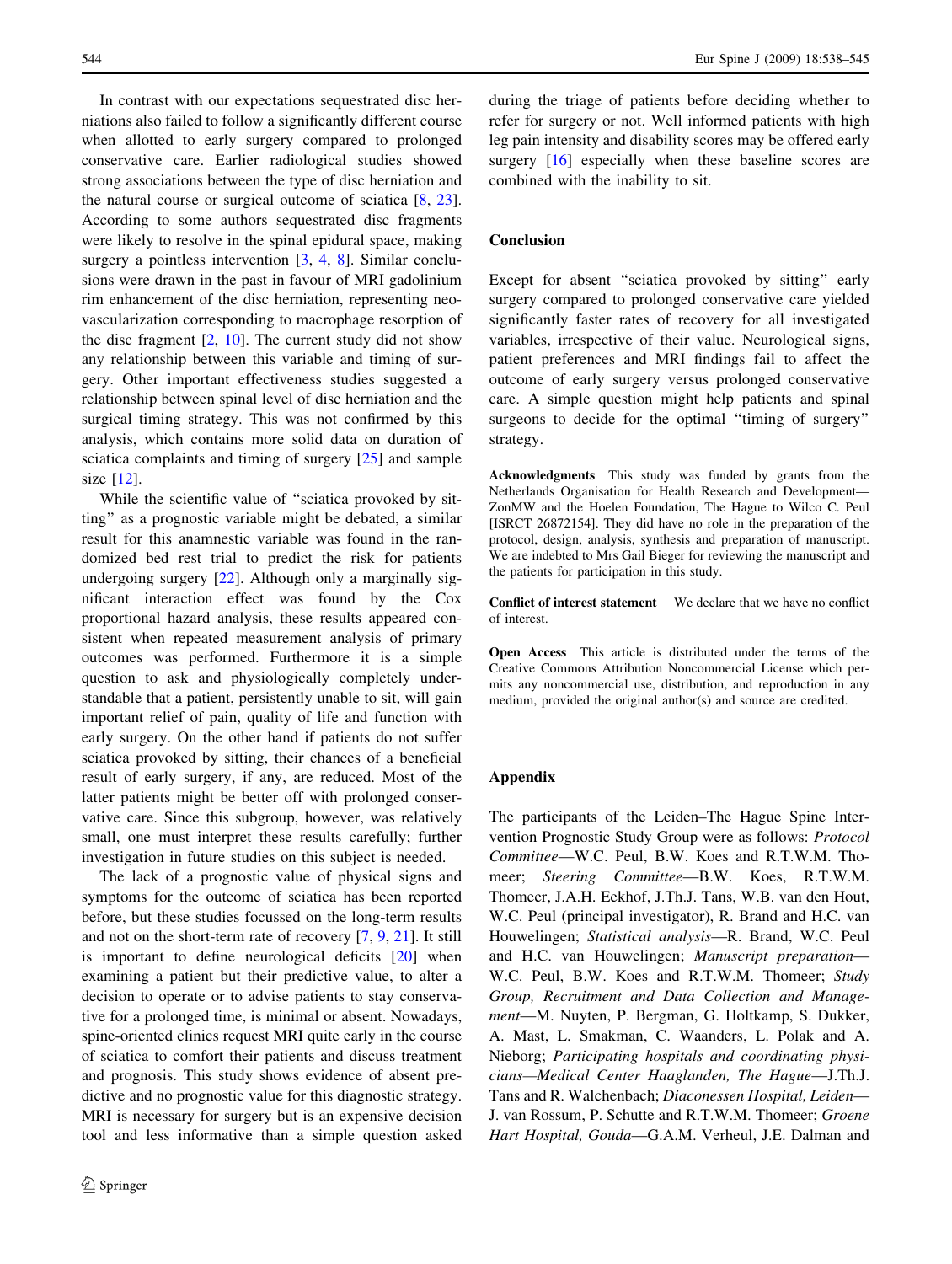In contrast with our expectations sequestrated disc herniations also failed to follow a significantly different course when allotted to early surgery compared to prolonged conservative care. Earlier radiological studies showed strong associations between the type of disc herniation and the natural course or surgical outcome of sciatica [8, 23]. According to some authors sequestrated disc fragments were likely to resolve in the spinal epidural space, making surgery a pointless intervention [3, 4, 8]. Similar conclusions were drawn in the past in favour of MRI gadolinium rim enhancement of the disc herniation, representing neovascularization corresponding to macrophage resorption of the disc fragment [2, 10]. The current study did not show any relationship between this variable and timing of surgery. Other important effectiveness studies suggested a relationship between spinal level of disc herniation and the surgical timing strategy. This was not confirmed by this analysis, which contains more solid data on duration of sciatica complaints and timing of surgery [25] and sample size [12].

While the scientific value of "sciatica provoked by sitting" as a prognostic variable might be debated, a similar result for this anamnestic variable was found in the randomized bed rest trial to predict the risk for patients undergoing surgery [22]. Although only a marginally significant interaction effect was found by the Cox proportional hazard analysis, these results appeared consistent when repeated measurement analysis of primary outcomes was performed. Furthermore it is a simple question to ask and physiologically completely understandable that a patient, persistently unable to sit, will gain important relief of pain, quality of life and function with early surgery. On the other hand if patients do not suffer sciatica provoked by sitting, their chances of a beneficial result of early surgery, if any, are reduced. Most of the latter patients might be better off with prolonged conservative care. Since this subgroup, however, was relatively small, one must interpret these results carefully; further investigation in future studies on this subject is needed.

The lack of a prognostic value of physical signs and symptoms for the outcome of sciatica has been reported before, but these studies focussed on the long-term results and not on the short-term rate of recovery [7, 9, 21]. It still is important to define neurological deficits [20] when examining a patient but their predictive value, to alter a decision to operate or to advise patients to stay conservative for a prolonged time, is minimal or absent. Nowadays, spine-oriented clinics request MRI quite early in the course of sciatica to comfort their patients and discuss treatment and prognosis. This study shows evidence of absent predictive and no prognostic value for this diagnostic strategy. MRI is necessary for surgery but is an expensive decision tool and less informative than a simple question asked during the triage of patients before deciding whether to refer for surgery or not. Well informed patients with high leg pain intensity and disability scores may be offered early surgery [16] especially when these baseline scores are combined with the inability to sit.

## Conclusion

Except for absent "sciatica provoked by sitting" early surgery compared to prolonged conservative care yielded significantly faster rates of recovery for all investigated variables, irrespective of their value. Neurological signs, patient preferences and MRI findings fail to affect the outcome of early surgery versus prolonged conservative care. A simple question might help patients and spinal surgeons to decide for the optimal "timing of surgery" strategy.

**Acknowledgments** This study was funded by grants from the Netherlands Organisation for Health Research and Development—ZonMW and the Hoelen Foundation, The Hague to Wilco C. Peul [ISRCT 26872154]. They did have no role in the preparation of the protocol, design, analysis, synthesis and preparation of manuscript. We are indebted to Mrs Gail Bieger for reviewing the manuscript and the patients for participation in this study.

**Conflict of interest statement** We declare that we have no conflict of interest.

**Open Access** This article is distributed under the terms of the Creative Commons Attribution Noncommercial License which permits any noncommercial use, distribution, and reproduction in any medium, provided the original author(s) and source are credited.

## Appendix

The participants of the Leiden–The Hague Spine Intervention Prognostic Study Group were as follows: *Protocol Committee*—W.C. Peul, B.W. Koes and R.T.W.M. Thomeer; *Steering Committee*—B.W. Koes, R.T.W.M. Thomeer, J.A.H. Eekhof, J.Th.J. Tans, W.B. van den Hout, W.C. Peul (principal investigator), R. Brand and H.C. van Houwelingen; *Statistical analysis*—R. Brand, W.C. Peul and H.C. van Houwelingen; *Manuscript preparation*—W.C. Peul, B.W. Koes and R.T.W.M. Thomeer; *Study Group, Recruitment and Data Collection and Management*—M. Nuyten, P. Bergman, G. Holtkamp, S. Dukker, A. Mast, L. Smakman, C. Waanders, L. Polak and A. Nieborg; *Participating hospitals and coordinating physicians—Medical Center Haaglanden, The Hague*—J.Th.J. Tans and R. Walchenbach; *Diaconessen Hospital, Leiden*—J. van Rossum, P. Schutte and R.T.W.M. Thomeer; *Groene Hart Hospital, Gouda*—G.A.M. Verheul, J.E. Dalman and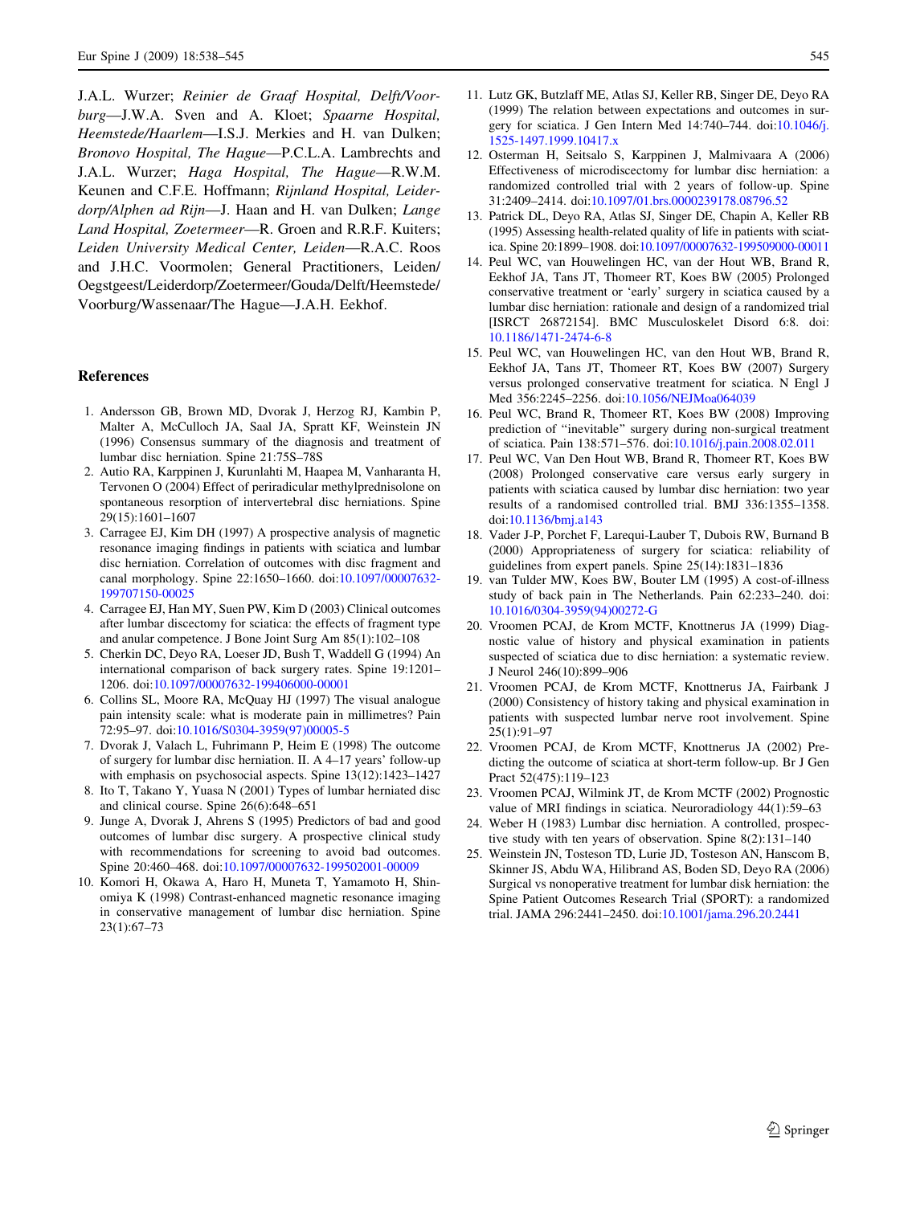J.A.L. Wurzer; *Reinier de Graaf Hospital, Delft/Voorburg*—J.W.A. Sven and A. Kloet; *Spaarne Hospital, Heemstede/Haarlem*—I.S.J. Merkies and H. van Dulken; *Bronovo Hospital, The Hague*—P.C.L.A. Lambrechts and J.A.L. Wurzer; *Haga Hospital, The Hague*—R.W.M. Keunen and C.F.E. Hoffmann; *Rijnland Hospital, Leiderdorp/Alphen ad Rijn*—J. Haan and H. van Dulken; *Lange Land Hospital, Zoetermeer*—R. Groen and R.R.F. Kuiters; *Leiden University Medical Center, Leiden*—R.A.C. Roos and J.H.C. Voormolen; General Practitioners, Leiden/Oegstgeest/Leiderdorp/Zoetermeer/Gouda/Delft/Heemstede/Voorburg/Wassenaar/The Hague—J.A.H. Eekhof.

## References

1. Andersson GB, Brown MD, Dvorak J, Herzog RJ, Kambin P, Malter A, McCulloch JA, Saal JA, Spratt KF, Weinstein JN (1996) Consensus summary of the diagnosis and treatment of lumbar disc herniation. Spine 21:75S–78S
2. Autio RA, Karppinen J, Kurunlahti M, Haapea M, Vanharanta H, Tervonen O (2004) Effect of periradicular methylprednisolone on spontaneous resorption of intervertebral disc herniations. Spine 29(15):1601–1607
3. Carragee EJ, Kim DH (1997) A prospective analysis of magnetic resonance imaging findings in patients with sciatica and lumbar disc herniation. Correlation of outcomes with disc fragment and canal morphology. Spine 22:1650–1660. doi:10.1097/00007632-199707150-00025
4. Carragee EJ, Han MY, Suen PW, Kim D (2003) Clinical outcomes after lumbar discectomy for sciatica: the effects of fragment type and anular competence. J Bone Joint Surg Am 85(1):102–108
5. Cherkin DC, Deyo RA, Loeser JD, Bush T, Waddell G (1994) An international comparison of back surgery rates. Spine 19:1201–1206. doi:10.1097/00007632-199406000-00001
6. Collins SL, Moore RA, McQuay HJ (1997) The visual analogue pain intensity scale: what is moderate pain in millimetres? Pain 72:95–97. doi:10.1016/S0304-3959(97)00005-5
7. Dvorak J, Valach L, Fuhrimann P, Heim E (1998) The outcome of surgery for lumbar disc herniation. II. A 4–17 years' follow-up with emphasis on psychosocial aspects. Spine 13(12):1423–1427
8. Ito T, Takano Y, Yuasa N (2001) Types of lumbar herniated disc and clinical course. Spine 26(6):648–651
9. Junge A, Dvorak J, Ahrens S (1995) Predictors of bad and good outcomes of lumbar disc surgery. A prospective clinical study with recommendations for screening to avoid bad outcomes. Spine 20:460–468. doi:10.1097/00007632-199502001-00009
10. Komori H, Okawa A, Haro H, Muneta T, Yamamoto H, Shinomiya K (1998) Contrast-enhanced magnetic resonance imaging in conservative management of lumbar disc herniation. Spine 23(1):67–73
11. Lutz GK, Butzlaff ME, Atlas SJ, Keller RB, Singer DE, Deyo RA (1999) The relation between expectations and outcomes in surgery for sciatica. J Gen Intern Med 14:740–744. doi:10.1046/j.1525-1497.1999.10417.x
12. Osterman H, Seitsalo S, Karppinen J, Malmivaara A (2006) Effectiveness of microdiscectomy for lumbar disc herniation: a randomized controlled trial with 2 years of follow-up. Spine 31:2409–2414. doi:10.1097/01.brs.0000239178.08796.52
13. Patrick DL, Deyo RA, Atlas SJ, Singer DE, Chapin A, Keller RB (1995) Assessing health-related quality of life in patients with sciatica. Spine 20:1899–1908. doi:10.1097/00007632-199509000-00011
14. Peul WC, van Houwelingen HC, van der Hout WB, Brand R, Eekhof JA, Tans JT, Thomeer RT, Koes BW (2005) Prolonged conservative treatment or 'early' surgery in sciatica caused by a lumbar disc herniation: rationale and design of a randomized trial [ISRCT 26872154]. BMC Musculoskelet Disord 6:8. doi:10.1186/1471-2474-6-8
15. Peul WC, van Houwelingen HC, van den Hout WB, Brand R, Eekhof JA, Tans JT, Thomeer RT, Koes BW (2007) Surgery versus prolonged conservative treatment for sciatica. N Engl J Med 356:2245–2256. doi:10.1056/NEJMoa064039
16. Peul WC, Brand R, Thomeer RT, Koes BW (2008) Improving prediction of "inevitable" surgery during non-surgical treatment of sciatica. Pain 138:571–576. doi:10.1016/j.pain.2008.02.011
17. Peul WC, Van Den Hout WB, Brand R, Thomeer RT, Koes BW (2008) Prolonged conservative care versus early surgery in patients with sciatica caused by lumbar disc herniation: two year results of a randomised controlled trial. BMJ 336:1355–1358. doi:10.1136/bmj.a143
18. Vader J-P, Porchet F, Larequi-Lauber T, Dubois RW, Burnand B (2000) Appropriateness of surgery for sciatica: reliability of guidelines from expert panels. Spine 25(14):1831–1836
19. van Tulder MW, Koes BW, Bouter LM (1995) A cost-of-illness study of back pain in The Netherlands. Pain 62:233–240. doi:10.1016/0304-3959(94)00272-G
20. Vroomen PCAJ, de Krom MCTF, Knottnerus JA (1999) Diagnostic value of history and physical examination in patients suspected of sciatica due to disc herniation: a systematic review. J Neurol 246(10):899–906
21. Vroomen PCAJ, de Krom MCTF, Knottnerus JA, Fairbank J (2000) Consistency of history taking and physical examination in patients with suspected lumbar nerve root involvement. Spine 25(1):91–97
22. Vroomen PCAJ, de Krom MCTF, Knottnerus JA (2002) Predicting the outcome of sciatica at short-term follow-up. Br J Gen Pract 52(475):119–123
23. Vroomen PCAJ, Wilmink JT, de Krom MCTF (2002) Prognostic value of MRI findings in sciatica. Neuroradiology 44(1):59–63
24. Weber H (1983) Lumbar disc herniation. A controlled, prospective study with ten years of observation. Spine 8(2):131–140
25. Weinstein JN, Tosteson TD, Lurie JD, Tosteson AN, Hanscom B, Skinner JS, Abdu WA, Hilibrand AS, Boden SD, Deyo RA (2006) Surgical vs nonoperative treatment for lumbar disk herniation: the Spine Patient Outcomes Research Trial (SPORT): a randomized trial. JAMA 296:2441–2450. doi:10.1001/jama.296.20.2441